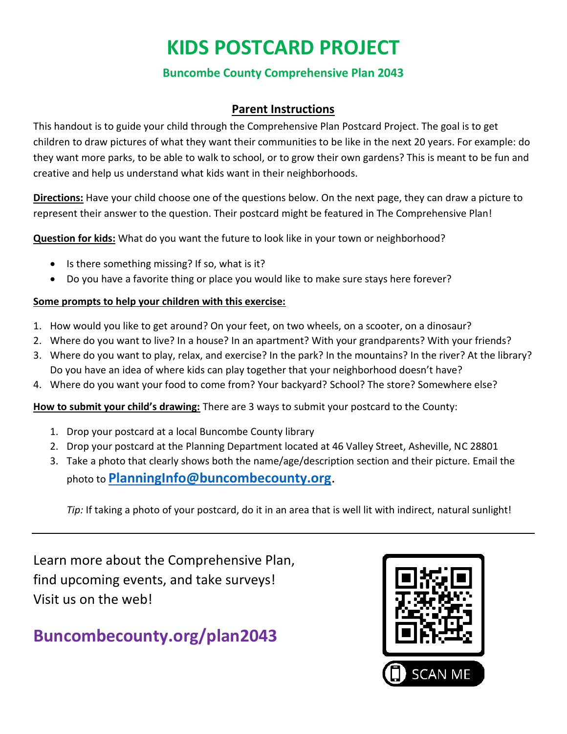# KIDS POSTCARD PROJECT

## Buncombe County Comprehensive Plan 2043

### Parent Instructions

This handout is to guide your child through the Comprehensive Plan Postcard Project. The goal is to get children to draw pictures of what they want their communities to be like in the next 20 years. For example: do they want more parks, to be able to walk to school, or to grow their own gardens? This is meant to be fun and creative and help us understand what kids want in their neighborhoods.

**Directions:** Have your child choose one of the questions below. On the next page, they can draw a picture to represent their answer to the question. Their postcard might be featured in The Comprehensive Plan!

**Question for kids:** What do you want the future to look like in your town or neighborhood?

- Is there something missing? If so, what is it?
- Do you have a favorite thing or place you would like to make sure stays here forever?

**Some prompts to help your children with this exercise:**

1. How would you like to get around? On your feet, on two wheels, on a scooter, on a dinosaur?
2. Where do you want to live? In a house? In an apartment? With your grandparents? With your friends?
3. Where do you want to play, relax, and exercise? In the park? In the mountains? In the river? At the library? Do you have an idea of where kids can play together that your neighborhood doesn't have?
4. Where do you want your food to come from? Your backyard? School? The store? Somewhere else?

**How to submit your child's drawing:** There are 3 ways to submit your postcard to the County:

1. Drop your postcard at a local Buncombe County library
2. Drop your postcard at the Planning Department located at 46 Valley Street, Asheville, NC 28801
3. Take a photo that clearly shows both the name/age/description section and their picture. Email the photo to **PlanningInfo@buncombecounty.org**.

*Tip:* If taking a photo of your postcard, do it in an area that is well lit with indirect, natural sunlight!

---

Learn more about the Comprehensive Plan, find upcoming events, and take surveys! Visit us on the web!

**Buncombecounty.org/plan2043**

SCAN ME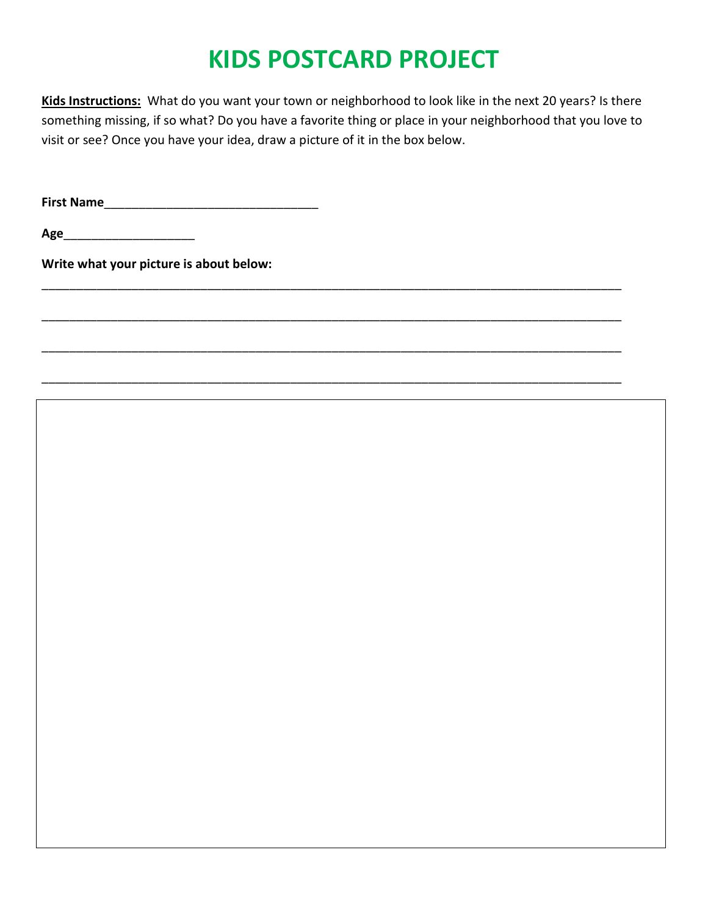# KIDS POSTCARD PROJECT

**Kids Instructions:** What do you want your town or neighborhood to look like in the next 20 years? Is there something missing, if so what? Do you have a favorite thing or place in your neighborhood that you love to visit or see? Once you have your idea, draw a picture of it in the box below.

**First Name**_______________________________

**Age**___________________

**Write what your picture is about below:**

_____________________________________________________________________________________

_____________________________________________________________________________________

_____________________________________________________________________________________

_____________________________________________________________________________________